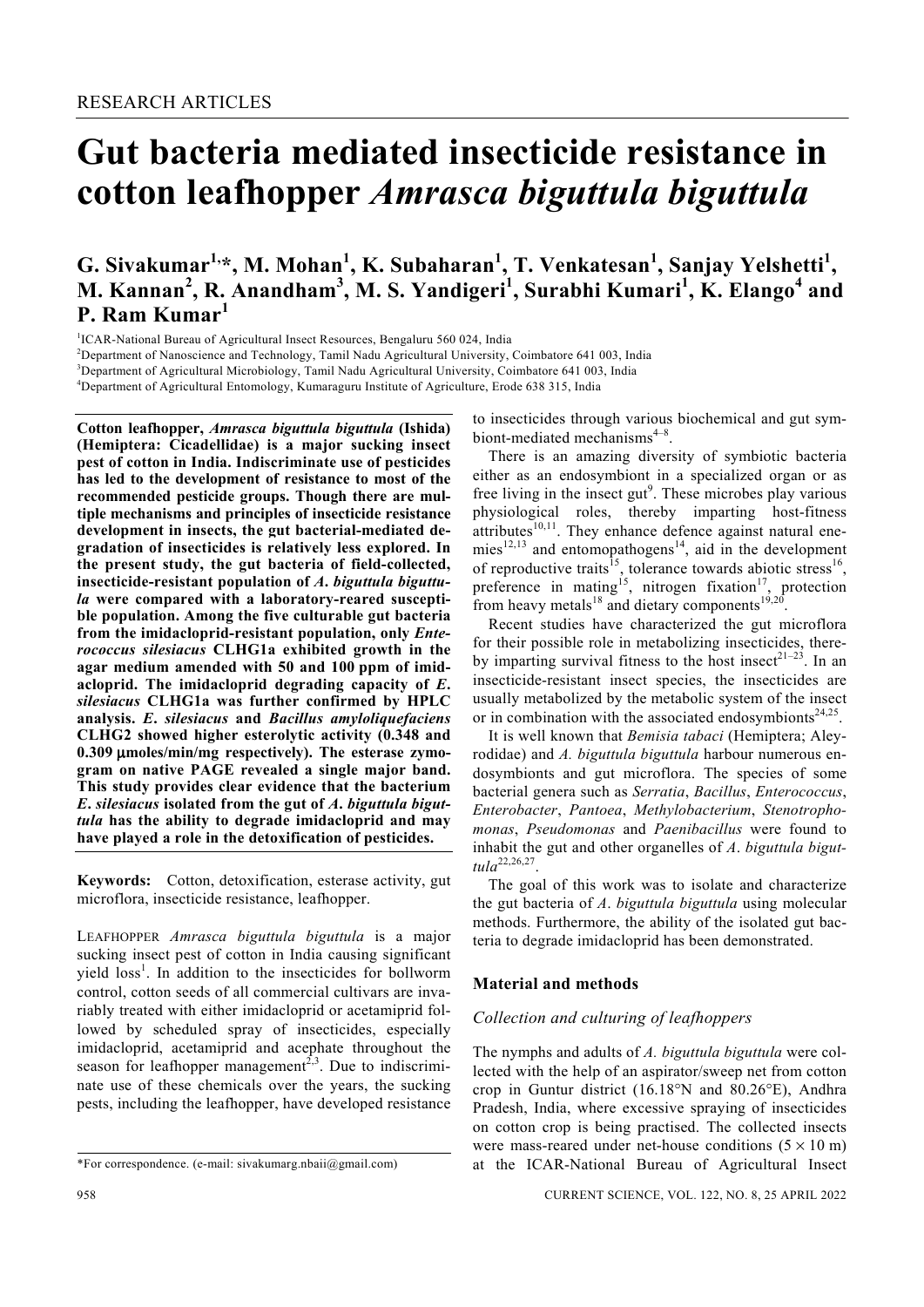RESEARCH ARTICLES

# Gut bacteria mediated insecticide resistance in cotton leafhopper *Amrasca biguttula biguttula*

**G. Sivakumar[1,*], M. Mohan[1], K. Subaharan[1], T. Venkatesan[1], Sanjay Yelshetti[1], M. Kannan[2], R. Anandham[3], M. S. Yandigeri[1], Surabhi Kumari[1], K. Elango[4] and P. Ram Kumar[1]**

[1]ICAR-National Bureau of Agricultural Insect Resources, Bengaluru 560 024, India
[2]Department of Nanoscience and Technology, Tamil Nadu Agricultural University, Coimbatore 641 003, India
[3]Department of Agricultural Microbiology, Tamil Nadu Agricultural University, Coimbatore 641 003, India
[4]Department of Agricultural Entomology, Kumaraguru Institute of Agriculture, Erode 638 315, India

**Cotton leafhopper, *Amrasca biguttula biguttula* (Ishida) (Hemiptera: Cicadellidae) is a major sucking insect pest of cotton in India. Indiscriminate use of pesticides has led to the development of resistance to most of the recommended pesticide groups. Though there are multiple mechanisms and principles of insecticide resistance development in insects, the gut bacterial-mediated degradation of insecticides is relatively less explored. In the present study, the gut bacteria of field-collected, insecticide-resistant population of *A. biguttula biguttula* were compared with a laboratory-reared susceptible population. Among the five culturable gut bacteria from the imidacloprid-resistant population, only *Enterococcus silesiacus* CLHG1a exhibited growth in the agar medium amended with 50 and 100 ppm of imidacloprid. The imidacloprid degrading capacity of *E. silesiacus* CLHG1a was further confirmed by HPLC analysis. *E. silesiacus* and *Bacillus amyloliquefaciens* CLHG2 showed higher esterolytic activity (0.348 and 0.309 μmoles/min/mg respectively). The esterase zymogram on native PAGE revealed a single major band. This study provides clear evidence that the bacterium *E. silesiacus* isolated from the gut of *A. biguttula biguttula* has the ability to degrade imidacloprid and may have played a role in the detoxification of pesticides.**

**Keywords:** Cotton, detoxification, esterase activity, gut microflora, insecticide resistance, leafhopper.

LEAFHOPPER *Amrasca biguttula biguttula* is a major sucking insect pest of cotton in India causing significant yield loss[1]. In addition to the insecticides for bollworm control, cotton seeds of all commercial cultivars are invariably treated with either imidacloprid or acetamiprid followed by scheduled spray of insecticides, especially imidacloprid, acetamiprid and acephate throughout the season for leafhopper management[2,3]. Due to indiscriminate use of these chemicals over the years, the sucking pests, including the leafhopper, have developed resistance to insecticides through various biochemical and gut symbiont-mediated mechanisms[4–8].

There is an amazing diversity of symbiotic bacteria either as an endosymbiont in a specialized organ or as free living in the insect gut[9]. These microbes play various physiological roles, thereby imparting host-fitness attributes[10,11]. They enhance defence against natural enemies[12,13] and entomopathogens[14], aid in the development of reproductive traits[15], tolerance towards abiotic stress[16], preference in mating[15], nitrogen fixation[17], protection from heavy metals[18] and dietary components[19,20].

Recent studies have characterized the gut microflora for their possible role in metabolizing insecticides, thereby imparting survival fitness to the host insect[21–23]. In an insecticide-resistant insect species, the insecticides are usually metabolized by the metabolic system of the insect or in combination with the associated endosymbionts[24,25].

It is well known that *Bemisia tabaci* (Hemiptera; Aleyrodidae) and *A. biguttula biguttula* harbour numerous endosymbionts and gut microflora. The species of some bacterial genera such as *Serratia*, *Bacillus*, *Enterococcus*, *Enterobacter*, *Pantoea*, *Methylobacterium*, *Stenotrophomonas*, *Pseudomonas* and *Paenibacillus* were found to inhabit the gut and other organelles of *A. biguttula biguttula*[22,26,27].

The goal of this work was to isolate and characterize the gut bacteria of *A. biguttula biguttula* using molecular methods. Furthermore, the ability of the isolated gut bacteria to degrade imidacloprid has been demonstrated.

## Material and methods

### Collection and culturing of leafhoppers

The nymphs and adults of *A. biguttula biguttula* were collected with the help of an aspirator/sweep net from cotton crop in Guntur district (16.18°N and 80.26°E), Andhra Pradesh, India, where excessive spraying of insecticides on cotton crop is being practised. The collected insects were mass-reared under net-house conditions (5 × 10 m) at the ICAR-National Bureau of Agricultural Insect

*For correspondence. (e-mail: sivakumarg.nbaii@gmail.com)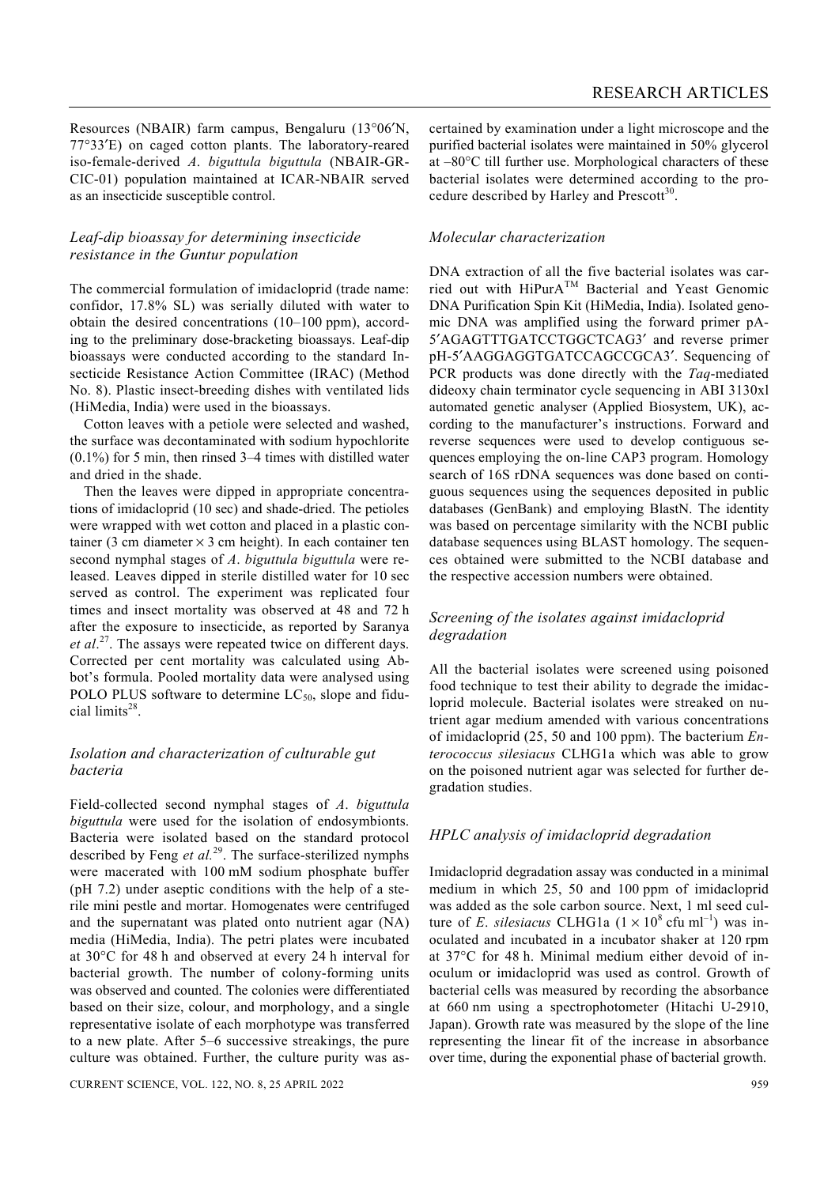Resources (NBAIR) farm campus, Bengaluru (13°06′N, 77°33′E) on caged cotton plants. The laboratory-reared iso-female-derived *A. biguttula biguttula* (NBAIR-GR-CIC-01) population maintained at ICAR-NBAIR served as an insecticide susceptible control.

### *Leaf-dip bioassay for determining insecticide resistance in the Guntur population*

The commercial formulation of imidacloprid (trade name: confidor, 17.8% SL) was serially diluted with water to obtain the desired concentrations (10–100 ppm), according to the preliminary dose-bracketing bioassays. Leaf-dip bioassays were conducted according to the standard Insecticide Resistance Action Committee (IRAC) (Method No. 8). Plastic insect-breeding dishes with ventilated lids (HiMedia, India) were used in the bioassays.

Cotton leaves with a petiole were selected and washed, the surface was decontaminated with sodium hypochlorite (0.1%) for 5 min, then rinsed 3–4 times with distilled water and dried in the shade.

Then the leaves were dipped in appropriate concentrations of imidacloprid (10 sec) and shade-dried. The petioles were wrapped with wet cotton and placed in a plastic container (3 cm diameter × 3 cm height). In each container ten second nymphal stages of *A. biguttula biguttula* were released. Leaves dipped in sterile distilled water for 10 sec served as control. The experiment was replicated four times and insect mortality was observed at 48 and 72 h after the exposure to insecticide, as reported by Saranya *et al.*[27]. The assays were repeated twice on different days. Corrected per cent mortality was calculated using Abbot's formula. Pooled mortality data were analysed using POLO PLUS software to determine $LC_{50}$, slope and fiducial limits[28].

### *Isolation and characterization of culturable gut bacteria*

Field-collected second nymphal stages of *A. biguttula biguttula* were used for the isolation of endosymbionts. Bacteria were isolated based on the standard protocol described by Feng *et al.*[29]. The surface-sterilized nymphs were macerated with 100 mM sodium phosphate buffer (pH 7.2) under aseptic conditions with the help of a sterile mini pestle and mortar. Homogenates were centrifuged and the supernatant was plated onto nutrient agar (NA) media (HiMedia, India). The petri plates were incubated at 30°C for 48 h and observed at every 24 h interval for bacterial growth. The number of colony-forming units was observed and counted. The colonies were differentiated based on their size, colour, and morphology, and a single representative isolate of each morphotype was transferred to a new plate. After 5–6 successive streakings, the pure culture was obtained. Further, the culture purity was ascertained by examination under a light microscope and the purified bacterial isolates were maintained in 50% glycerol at –80°C till further use. Morphological characters of these bacterial isolates were determined according to the procedure described by Harley and Prescott[30].

### *Molecular characterization*

DNA extraction of all the five bacterial isolates was carried out with HiPurA™ Bacterial and Yeast Genomic DNA Purification Spin Kit (HiMedia, India). Isolated genomic DNA was amplified using the forward primer pA-5′AGAGTTTGATCCTGGCTCAG3′ and reverse primer pH-5′AAGGAGGTGATCCAGCCGCA3′. Sequencing of PCR products was done directly with the *Taq*-mediated dideoxy chain terminator cycle sequencing in ABI 3130xl automated genetic analyser (Applied Biosystem, UK), according to the manufacturer's instructions. Forward and reverse sequences were used to develop contiguous sequences employing the on-line CAP3 program. Homology search of 16S rDNA sequences was done based on contiguous sequences using the sequences deposited in public databases (GenBank) and employing BlastN. The identity was based on percentage similarity with the NCBI public database sequences using BLAST homology. The sequences obtained were submitted to the NCBI database and the respective accession numbers were obtained.

### *Screening of the isolates against imidacloprid degradation*

All the bacterial isolates were screened using poisoned food technique to test their ability to degrade the imidacloprid molecule. Bacterial isolates were streaked on nutrient agar medium amended with various concentrations of imidacloprid (25, 50 and 100 ppm). The bacterium *Enterococcus silesiacus* CLHG1a which was able to grow on the poisoned nutrient agar was selected for further degradation studies.

### *HPLC analysis of imidacloprid degradation*

Imidacloprid degradation assay was conducted in a minimal medium in which 25, 50 and 100 ppm of imidacloprid was added as the sole carbon source. Next, 1 ml seed culture of *E. silesiacus* CLHG1a ($1 \times 10^8$ cfu $ml^{-1}$) was inoculated and incubated in a incubator shaker at 120 rpm at 37°C for 48 h. Minimal medium either devoid of inoculum or imidacloprid was used as control. Growth of bacterial cells was measured by recording the absorbance at 660 nm using a spectrophotometer (Hitachi U-2910, Japan). Growth rate was measured by the slope of the line representing the linear fit of the increase in absorbance over time, during the exponential phase of bacterial growth.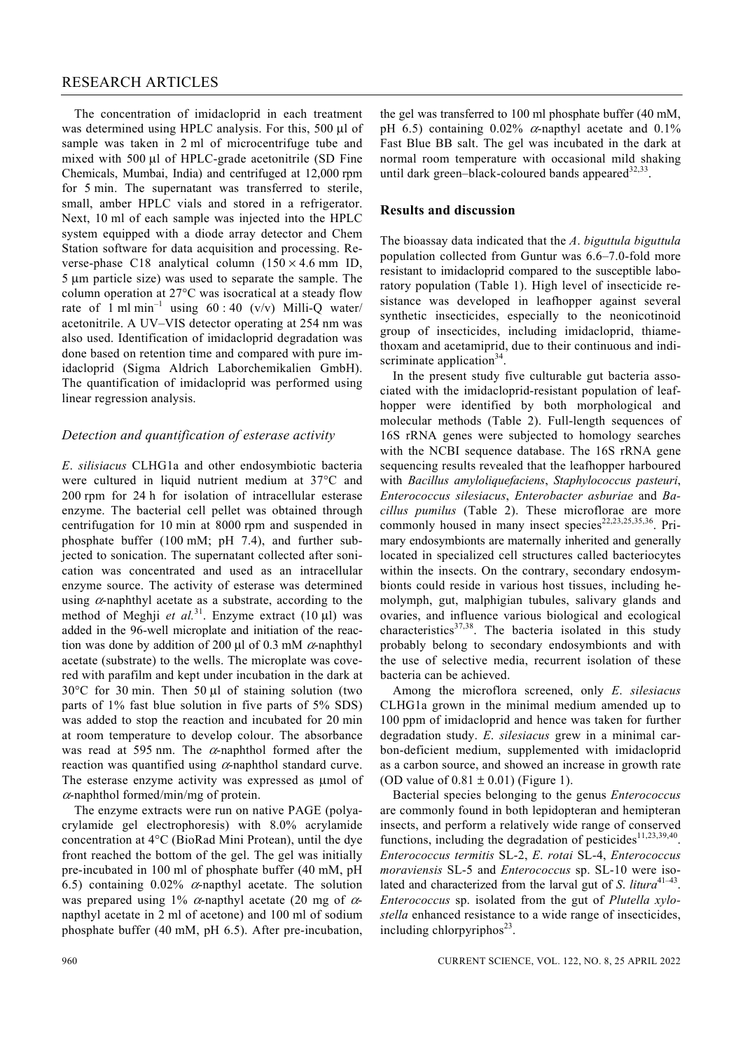The concentration of imidacloprid in each treatment was determined using HPLC analysis. For this, 500 µl of sample was taken in 2 ml of microcentrifuge tube and mixed with 500 µl of HPLC-grade acetonitrile (SD Fine Chemicals, Mumbai, India) and centrifuged at 12,000 rpm for 5 min. The supernatant was transferred to sterile, small, amber HPLC vials and stored in a refrigerator. Next, 10 ml of each sample was injected into the HPLC system equipped with a diode array detector and Chem Station software for data acquisition and processing. Reverse-phase C18 analytical column (150 × 4.6 mm ID, 5 µm particle size) was used to separate the sample. The column operation at 27°C was isocratical at a steady flow rate of 1 ml min$^{-1}$ using 60 : 40 (v/v) Milli-Q water/acetonitrile. A UV–VIS detector operating at 254 nm was also used. Identification of imidacloprid degradation was done based on retention time and compared with pure imidacloprid (Sigma Aldrich Laborchemikalien GmbH). The quantification of imidacloprid was performed using linear regression analysis.

### *Detection and quantification of esterase activity*

*E. silisiacus* CLHG1a and other endosymbiotic bacteria were cultured in liquid nutrient medium at 37°C and 200 rpm for 24 h for isolation of intracellular esterase enzyme. The bacterial cell pellet was obtained through centrifugation for 10 min at 8000 rpm and suspended in phosphate buffer (100 mM; pH 7.4), and further subjected to sonication. The supernatant collected after sonication was concentrated and used as an intracellular enzyme source. The activity of esterase was determined using $\alpha$-naphthyl acetate as a substrate, according to the method of Meghji *et al.*[31]. Enzyme extract (10 µl) was added in the 96-well microplate and initiation of the reaction was done by addition of 200 µl of 0.3 mM $\alpha$-naphthyl acetate (substrate) to the wells. The microplate was covered with parafilm and kept under incubation in the dark at 30°C for 30 min. Then 50 µl of staining solution (two parts of 1% fast blue solution in five parts of 5% SDS) was added to stop the reaction and incubated for 20 min at room temperature to develop colour. The absorbance was read at 595 nm. The $\alpha$-naphthol formed after the reaction was quantified using $\alpha$-naphthol standard curve. The esterase enzyme activity was expressed as µmol of $\alpha$-naphthol formed/min/mg of protein.

The enzyme extracts were run on native PAGE (polyacrylamide gel electrophoresis) with 8.0% acrylamide concentration at 4°C (BioRad Mini Protean), until the dye front reached the bottom of the gel. The gel was initially pre-incubated in 100 ml of phosphate buffer (40 mM, pH 6.5) containing 0.02% $\alpha$-napthyl acetate. The solution was prepared using 1% $\alpha$-napthyl acetate (20 mg of $\alpha$-napthyl acetate in 2 ml of acetone) and 100 ml of sodium phosphate buffer (40 mM, pH 6.5). After pre-incubation, the gel was transferred to 100 ml phosphate buffer (40 mM, pH 6.5) containing 0.02% $\alpha$-napthyl acetate and 0.1% Fast Blue BB salt. The gel was incubated in the dark at normal room temperature with occasional mild shaking until dark green–black-coloured bands appeared[32,33].

## Results and discussion

The bioassay data indicated that the *A. biguttula biguttula* population collected from Guntur was 6.6–7.0-fold more resistant to imidacloprid compared to the susceptible laboratory population (Table 1). High level of insecticide resistance was developed in leafhopper against several synthetic insecticides, especially to the neonicotinoid group of insecticides, including imidacloprid, thiamethoxam and acetamiprid, due to their continuous and indiscriminate application[34].

In the present study five culturable gut bacteria associated with the imidacloprid-resistant population of leafhopper were identified by both morphological and molecular methods (Table 2). Full-length sequences of 16S rRNA genes were subjected to homology searches with the NCBI sequence database. The 16S rRNA gene sequencing results revealed that the leafhopper harboured with *Bacillus amyloliquefaciens*, *Staphylococcus pasteuri*, *Enterococcus silesiacus*, *Enterobacter asburiae* and *Bacillus pumilus* (Table 2). These microflorae are more commonly housed in many insect species[22,23,25,35,36]. Primary endosymbionts are maternally inherited and generally located in specialized cell structures called bacteriocytes within the insects. On the contrary, secondary endosymbionts could reside in various host tissues, including hemolymph, gut, malphigian tubules, salivary glands and ovaries, and influence various biological and ecological characteristics[37,38]. The bacteria isolated in this study probably belong to secondary endosymbionts and with the use of selective media, recurrent isolation of these bacteria can be achieved.

Among the microflora screened, only *E. silesiacus* CLHG1a grown in the minimal medium amended up to 100 ppm of imidacloprid and hence was taken for further degradation study. *E. silesiacus* grew in a minimal carbon-deficient medium, supplemented with imidacloprid as a carbon source, and showed an increase in growth rate (OD value of 0.81 ± 0.01) (Figure 1).

Bacterial species belonging to the genus *Enterococcus* are commonly found in both lepidopteran and hemipteran insects, and perform a relatively wide range of conserved functions, including the degradation of pesticides[11,23,39,40]. *Enterococcus termitis* SL-2, *E. rotai* SL-4, *Enterococcus moraviensis* SL-5 and *Enterococcus* sp. SL-10 were isolated and characterized from the larval gut of *S. litura*[41–43]. *Enterococcus* sp. isolated from the gut of *Plutella xylostella* enhanced resistance to a wide range of insecticides, including chlorpyriphos[23].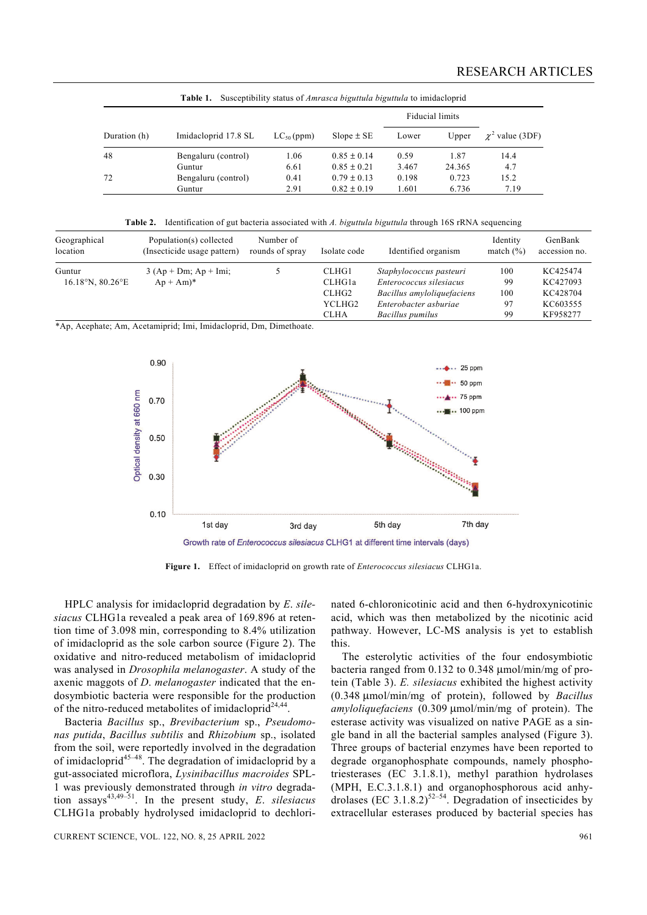Table 1. Susceptibility status of *Amrasca biguttula biguttula* to imidacloprid

| Duration (h) | Imidacloprid 17.8 SL | $LC_{50}$ (ppm) | Slope ± SE | Fiducial limits | | $\chi^2$ value (3DF) |
|---|---|---|---|---|---|---|
| | | | | Lower | Upper | |
| 48 | Bengaluru (control) | 1.06 | 0.85 ± 0.14 | 0.59 | 1.87 | 14.4 |
| | Guntur | 6.61 | 0.85 ± 0.21 | 3.467 | 24.365 | 4.7 |
| 72 | Bengaluru (control) | 0.41 | 0.79 ± 0.13 | 0.198 | 0.723 | 15.2 |
| | Guntur | 2.91 | 0.82 ± 0.19 | 1.601 | 6.736 | 7.19 |

Table 2. Identification of gut bacteria associated with *A. biguttula biguttula* through 16S rRNA sequencing

| Geographical location | Population(s) collected (Insecticide usage pattern) | Number of rounds of spray | Isolate code | Identified organism | Identity match (%) | GenBank accession no. |
|---|---|---|---|---|---|---|
| Guntur 16.18°N, 80.26°E | 3 (Ap + Dm; Ap + Imi; Ap + Am)* | 5 | CLHG1 | *Staphylococcus pasteuri* | 100 | KC425474 |
| | | | CLHG1a | *Enterococcus silesiacus* | 99 | KC427093 |
| | | | CLHG2 | *Bacillus amyloliquefaciens* | 100 | KC428704 |
| | | | YCLHG2 | *Enterobacter asburiae* | 97 | KC603555 |
| | | | CLHA | *Bacillus pumilus* | 99 | KF958277 |

*Ap, Acephate; Am, Acetamiprid; Imi, Imidacloprid, Dm, Dimethoate.

Figure 1. Effect of imidacloprid on growth rate of *Enterococcus silesiacus* CLHG1a.

HPLC analysis for imidacloprid degradation by *E. silesiacus* CLHG1a revealed a peak area of 169.896 at retention time of 3.098 min, corresponding to 8.4% utilization of imidacloprid as the sole carbon source (Figure 2). The oxidative and nitro-reduced metabolism of imidacloprid was analysed in *Drosophila melanogaster*. A study of the axenic maggots of *D. melanogaster* indicated that the endosymbiotic bacteria were responsible for the production of the nitro-reduced metabolites of imidacloprid[24,44].

Bacteria *Bacillus* sp., *Brevibacterium* sp., *Pseudomonas putida*, *Bacillus subtilis* and *Rhizobium* sp., isolated from the soil, were reportedly involved in the degradation of imidacloprid[45–48]. The degradation of imidacloprid by a gut-associated microflora, *Lysinibacillus macroides* SPL-1 was previously demonstrated through *in vitro* degradation assays[43,49–51]. In the present study, *E. silesiacus* CLHG1a probably hydrolysed imidacloprid to dechlorinated 6-chloronicotinic acid and then 6-hydroxynicotinic acid, which was then metabolized by the nicotinic acid pathway. However, LC-MS analysis is yet to establish this.

The esterolytic activities of the four endosymbiotic bacteria ranged from 0.132 to 0.348 μmol/min/mg of protein (Table 3). *E. silesiacus* exhibited the highest activity (0.348 μmol/min/mg of protein), followed by *Bacillus amyloliquefaciens* (0.309 μmol/min/mg of protein). The esterase activity was visualized on native PAGE as a single band in all the bacterial samples analysed (Figure 3). Three groups of bacterial enzymes have been reported to degrade organophosphate compounds, namely phosphotriesterases (EC 3.1.8.1), methyl parathion hydrolases (MPH, E.C.3.1.8.1) and organophosphorous acid anhydrolases (EC 3.1.8.2)[52–54]. Degradation of insecticides by extracellular esterases produced by bacterial species has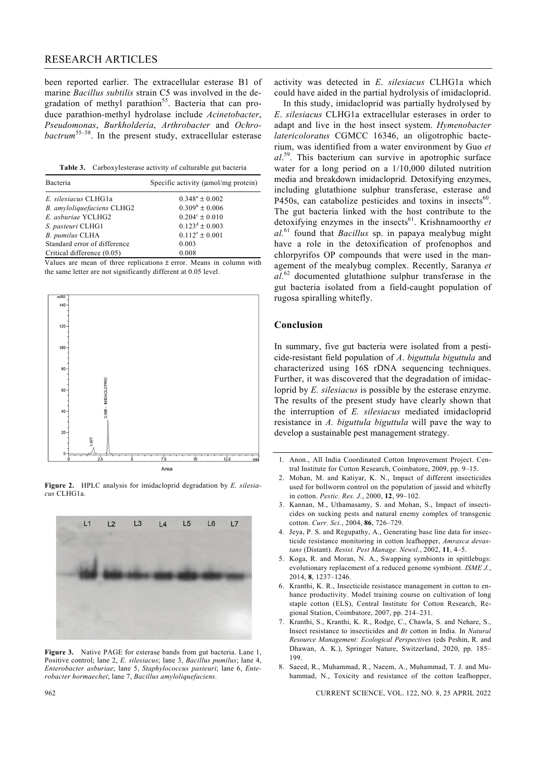been reported earlier. The extracellular esterase B1 of marine *Bacillus subtilis* strain C5 was involved in the degradation of methyl parathion[55]. Bacteria that can produce parathion-methyl hydrolase include *Acinetobacter*, *Pseudomonas*, *Burkholderia*, *Arthrobacter* and *Ochrobactrum*[55–58]. In the present study, extracellular esterase activity was detected in *E. silesiacus* CLHG1a which could have aided in the partial hydrolysis of imidacloprid.

**Table 3.** Carboxylesterase activity of culturable gut bacteria

| Bacteria | Specific activity (µmol/mg protein) |
|---|---|
| *E. silesiacus* CLHG1a | $0.348^{a} \pm 0.002$ |
| *B. amyloliquefaciens* CLHG2 | $0.309^{b} \pm 0.006$ |
| *E. asburiae* YCLHG2 | $0.204^{c} \pm 0.010$ |
| *S. pasteuri* CLHG1 | $0.123^{d} \pm 0.003$ |
| *B. pumilus* CLHA | $0.112^{e} \pm 0.001$ |
| Standard error of difference | 0.003 |
| Critical difference (0.05) | 0.008 |

Values are mean of three replications ± error. Means in column with the same letter are not significantly different at 0.05 level.

**Figure 2.** HPLC analysis for imidacloprid degradation by *E. silesiacus* CLHG1a.

**Figure 3.** Native PAGE for esterase bands from gut bacteria. Lane 1, Positive control; lane 2, *E. silesiacus*; lane 3, *Bacillus pumilus*; lane 4, *Enterobacter asburiae*; lane 5, *Staphylococcus pasteuri*; lane 6, *Enterobacter hormaechei*; lane 7, *Bacillus amyloliquefaciens*.

In this study, imidacloprid was partially hydrolysed by *E. silesiacus* CLHG1a extracellular esterases in order to adapt and live in the host insect system. *Hymenobacter latericoloratus* CGMCC 16346, an oligotrophic bacterium, was identified from a water environment by Guo *et al.*[59]. This bacterium can survive in apotrophic surface water for a long period on a 1/10,000 diluted nutrition media and breakdown imidacloprid. Detoxifying enzymes, including glutathione sulphur transferase, esterase and P450s, can catabolize pesticides and toxins in insects[60]. The gut bacteria linked with the host contribute to the detoxifying enzymes in the insects[61]. Krishnamoorthy *et al.*[61] found that *Bacillus* sp. in papaya mealybug might have a role in the detoxification of profenophos and chlorpyrifos OP compounds that were used in the management of the mealybug complex. Recently, Saranya *et al.*[62] documented glutathione sulphur transferase in the gut bacteria isolated from a field-caught population of rugosa spiralling whitefly.

## Conclusion

In summary, five gut bacteria were isolated from a pesticide-resistant field population of *A. biguttula biguttula* and characterized using 16S rDNA sequencing techniques. Further, it was discovered that the degradation of imidacloprid by *E. silesiacus* is possible by the esterase enzyme. The results of the present study have clearly shown that the interruption of *E. silesiacus* mediated imidacloprid resistance in *A. biguttula biguttula* will pave the way to develop a sustainable pest management strategy.

1. Anon., All India Coordinated Cotton Improvement Project. Central Institute for Cotton Research, Coimbatore, 2009, pp. 9–15.
2. Mohan, M. and Katiyar, K. N., Impact of different insecticides used for bollworm control on the population of jassid and whitefly in cotton. *Pestic. Res. J.*, 2000, **12**, 99–102.
3. Kannan, M., Uthamasamy, S. and Mohan, S., Impact of insecticides on sucking pests and natural enemy complex of transgenic cotton. *Curr. Sci.*, 2004, **86**, 726–729.
4. Jeya, P. S. and Regupathy, A., Generating base line data for insecticide resistance monitoring in cotton leafhopper, *Amrasca devastans* (Distant). *Resist. Pest Manage. Newsl.*, 2002, **11**, 4–5.
5. Koga, R. and Moran, N. A., Swapping symbionts in spittlebugs: evolutionary replacement of a reduced genome symbiont. *ISME J.*, 2014, **8**, 1237–1246.
6. Kranthi, K. R., Insecticide resistance management in cotton to enhance productivity. Model training course on cultivation of long staple cotton (ELS), Central Institute for Cotton Research, Regional Station, Coimbatore, 2007, pp. 214–231.
7. Kranthi, S., Kranthi, K. R., Rodge, C., Chawla, S. and Nehare, S., Insect resistance to insecticides and *Bt* cotton in India. In *Natural Resource Management: Ecological Perspectives* (eds Peshin, R. and Dhawan, A. K.), Springer Nature, Switzerland, 2020, pp. 185–199.
8. Saeed, R., Muhammad, R., Naeem, A., Muhammad, T. J. and Muhammad, N., Toxicity and resistance of the cotton leafhopper,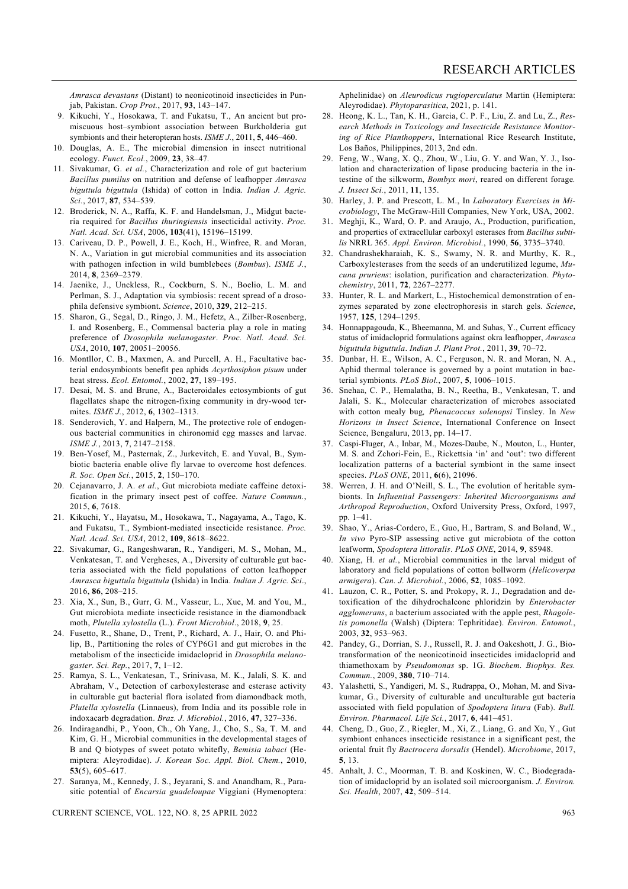*Amrasca devastans* (Distant) to neonicotinoid insecticides in Punjab, Pakistan. *Crop Prot.*, 2017, **93**, 143–147.

9. Kikuchi, Y., Hosokawa, T. and Fukatsu, T., An ancient but promiscuous host–symbiont association between Burkholderia gut symbionts and their heteropteran hosts. *ISME J.*, 2011, **5**, 446–460.
10. Douglas, A. E., The microbial dimension in insect nutritional ecology. *Funct. Ecol.*, 2009, **23**, 38–47.
11. Sivakumar, G. *et al.*, Characterization and role of gut bacterium *Bacillus pumilus* on nutrition and defense of leafhopper *Amrasca biguttula biguttula* (Ishida) of cotton in India. *Indian J. Agric. Sci.*, 2017, **87**, 534–539.
12. Broderick, N. A., Raffa, K. F. and Handelsman, J., Midgut bacteria required for *Bacillus thuringiensis* insecticidal activity. *Proc. Natl. Acad. Sci. USA*, 2006, **103**(41), 15196–15199.
13. Cariveau, D. P., Powell, J. E., Koch, H., Winfree, R. and Moran, N. A., Variation in gut microbial communities and its association with pathogen infection in wild bumblebees (*Bombus*). *ISME J.*, 2014, **8**, 2369–2379.
14. Jaenike, J., Unckless, R., Cockburn, S. N., Boelio, L. M. and Perlman, S. J., Adaptation via symbiosis: recent spread of a drosophila defensive symbiont. *Science*, 2010, **329**, 212–215.
15. Sharon, G., Segal, D., Ringo, J. M., Hefetz, A., Zilber-Rosenberg, I. and Rosenberg, E., Commensal bacteria play a role in mating preference of *Drosophila melanogaster*. *Proc. Natl. Acad. Sci. USA*, 2010, **107**, 20051–20056.
16. Montllor, C. B., Maxmen, A. and Purcell, A. H., Facultative bacterial endosymbionts benefit pea aphids *Acyrthosiphon pisum* under heat stress. *Ecol. Entomol.*, 2002, **27**, 189–195.
17. Desai, M. S. and Brune, A., Bacteroidales ectosymbionts of gut flagellates shape the nitrogen-fixing community in dry-wood termites. *ISME J.*, 2012, **6**, 1302–1313.
18. Senderovich, Y. and Halpern, M., The protective role of endogenous bacterial communities in chironomid egg masses and larvae. *ISME J.*, 2013, **7**, 2147–2158.
19. Ben-Yosef, M., Pasternak, Z., Jurkevitch, E. and Yuval, B., Symbiotic bacteria enable olive fly larvae to overcome host defences. *R. Soc. Open Sci.*, 2015, **2**, 150–170.
20. Cejanavarro, J. A. *et al.*, Gut microbiota mediate caffeine detoxification in the primary insect pest of coffee. *Nature Commun.*, 2015, **6**, 7618.
21. Kikuchi, Y., Hayatsu, M., Hosokawa, T., Nagayama, A., Tago, K. and Fukatsu, T., Symbiont-mediated insecticide resistance. *Proc. Natl. Acad. Sci. USA*, 2012, **109**, 8618–8622.
22. Sivakumar, G., Rangeshwaran, R., Yandigeri, M. S., Mohan, M., Venkatesan, T. and Vergheses, A., Diversity of culturable gut bacteria associated with the field populations of cotton leafhopper *Amrasca biguttula biguttula* (Ishida) in India. *Indian J. Agric. Sci*., 2016, **86**, 208–215.
23. Xia, X., Sun, B., Gurr, G. M., Vasseur, L., Xue, M. and You, M., Gut microbiota mediate insecticide resistance in the diamondback moth, *Plutella xylostella* (L.). *Front Microbiol*., 2018, **9**, 25.
24. Fusetto, R., Shane, D., Trent, P., Richard, A. J., Hair, O. and Philip, B., Partitioning the roles of CYP6G1 and gut microbes in the metabolism of the insecticide imidacloprid in *Drosophila melanogaster. Sci. Rep.*, 2017, **7**, 1–12.
25. Ramya, S. L., Venkatesan, T., Srinivasa, M. K., Jalali, S. K. and Abraham, V., Detection of carboxylesterase and esterase activity in culturable gut bacterial flora isolated from diamondback moth, *Plutella xylostella* (Linnaeus), from India and its possible role in indoxacarb degradation. *Braz. J. Microbiol.*, 2016, **47**, 327–336.
26. Indiragandhi, P., Yoon, Ch., Oh Yang, J., Cho, S., Sa, T. M. and Kim, G. H., Microbial communities in the developmental stages of B and Q biotypes of sweet potato whitefly, *Bemisia tabaci* (Hemiptera: Aleyrodidae). *J. Korean Soc. Appl. Biol. Chem.*, 2010, **53**(5), 605–617.
27. Saranya, M., Kennedy, J. S., Jeyarani, S. and Anandham, R., Parasitic potential of *Encarsia guadeloupae* Viggiani (Hymenoptera: Aphelinidae) on *Aleurodicus rugioperculatus* Martin (Hemiptera: Aleyrodidae). *Phytoparasitica*, 2021, p. 141.
28. Heong, K. L., Tan, K. H., Garcia, C. P. F., Liu, Z. and Lu, Z., *Research Methods in Toxicology and Insecticide Resistance Monitoring of Rice Planthoppers*, International Rice Research Institute, Los Baños, Philippines, 2013, 2nd edn.
29. Feng, W., Wang, X. Q., Zhou, W., Liu, G. Y. and Wan, Y. J., Isolation and characterization of lipase producing bacteria in the intestine of the silkworm, *Bombyx mori*, reared on different forage. *J. Insect Sci.*, 2011, **11**, 135.
30. Harley, J. P. and Prescott, L. M., In *Laboratory Exercises in Microbiology*, The McGraw-Hill Companies, New York, USA, 2002.
31. Meghji, K., Ward, O. P. and Araujo, A., Production, purification, and properties of extracellular carboxyl esterases from *Bacillus subtilis* NRRL 365. *Appl. Environ. Microbiol.*, 1990, **56**, 3735–3740.
32. Chandrashekharaiah, K. S., Swamy, N. R. and Murthy, K. R., Carboxylesterases from the seeds of an underutilized legume, *Mucuna pruriens*: isolation, purification and characterization. *Phytochemistry*, 2011, **72**, 2267–2277.
33. Hunter, R. L. and Markert, L., Histochemical demonstration of enzymes separated by zone electrophoresis in starch gels. *Science*, 1957, **125**, 1294–1295.
34. Honnappagouda, K., Bheemanna, M. and Suhas, Y., Current efficacy status of imidacloprid formulations against okra leafhopper, *Amrasca biguttula biguttula*. *Indian J. Plant Prot.*, 2011, **39**, 70–72.
35. Dunbar, H. E., Wilson, A. C., Ferguson, N. R. and Moran, N. A., Aphid thermal tolerance is governed by a point mutation in bacterial symbionts. *PLoS Biol.*, 2007, **5**, 1006–1015.
36. Snehaa, C. P., Hemalatha, B. N., Reetha, B., Venkatesan, T. and Jalali, S. K., Molecular characterization of microbes associated with cotton mealy bug*, Phenacoccus solenopsi* Tinsley. In *New Horizons in Insect Science*, International Conference on Insect Science, Bengaluru, 2013, pp. 14–17.
37. Caspi-Fluger, A., Inbar, M., Mozes-Daube, N., Mouton, L., Hunter, M. S. and Zchori-Fein, E., Rickettsia 'in' and 'out': two different localization patterns of a bacterial symbiont in the same insect species. *PLoS ONE*, 2011, **6**(6), 21096.
38. Werren, J. H. and O'Neill, S. L., The evolution of heritable symbionts. In *Influential Passengers: Inherited Microorganisms and Arthropod Reproduction*, Oxford University Press, Oxford, 1997, pp. 1–41.
39. Shao, Y., Arias-Cordero, E., Guo, H., Bartram, S. and Boland, W., *In vivo* Pyro-SIP assessing active gut microbiota of the cotton leafworm, *Spodoptera littoralis*. *PLoS ONE*, 2014, **9**, 85948.
40. Xiang, H. *et al.*, Microbial communities in the larval midgut of laboratory and field populations of cotton bollworm (*Helicoverpa armigera*). *Can. J. Microbiol.*, 2006, **52**, 1085–1092.
41. Lauzon, C. R., Potter, S. and Prokopy, R. J., Degradation and detoxification of the dihydrochalcone phloridzin by *Enterobacter agglomerans*, a bacterium associated with the apple pest, *Rhagoletis pomonella* (Walsh) (Diptera: Tephritidae). *Environ. Entomol.*, 2003, **32**, 953–963.
42. Pandey, G., Dorrian, S. J., Russell, R. J. and Oakeshott, J. G., Biotransformation of the neonicotinoid insecticides imidacloprid and thiamethoxam by *Pseudomonas* sp. 1G. *Biochem. Biophys. Res. Commun.*, 2009, **380**, 710–714.
43. Yalashetti, S., Yandigeri, M. S., Rudrappa, O., Mohan, M. and Sivakumar, G., Diversity of culturable and unculturable gut bacteria associated with field population of *Spodoptera litura* (Fab). *Bull. Environ. Pharmacol. Life Sci.*, 2017, **6**, 441–451.
44. Cheng, D., Guo, Z., Riegler, M., Xi, Z., Liang, G. and Xu, Y., Gut symbiont enhances insecticide resistance in a significant pest, the oriental fruit fly *Bactrocera dorsalis* (Hendel). *Microbiome*, 2017, **5**, 13.
45. Anhalt, J. C., Moorman, T. B. and Koskinen, W. C., Biodegradation of imidacloprid by an isolated soil microorganism. *J. Environ. Sci. Health*, 2007, **42**, 509–514.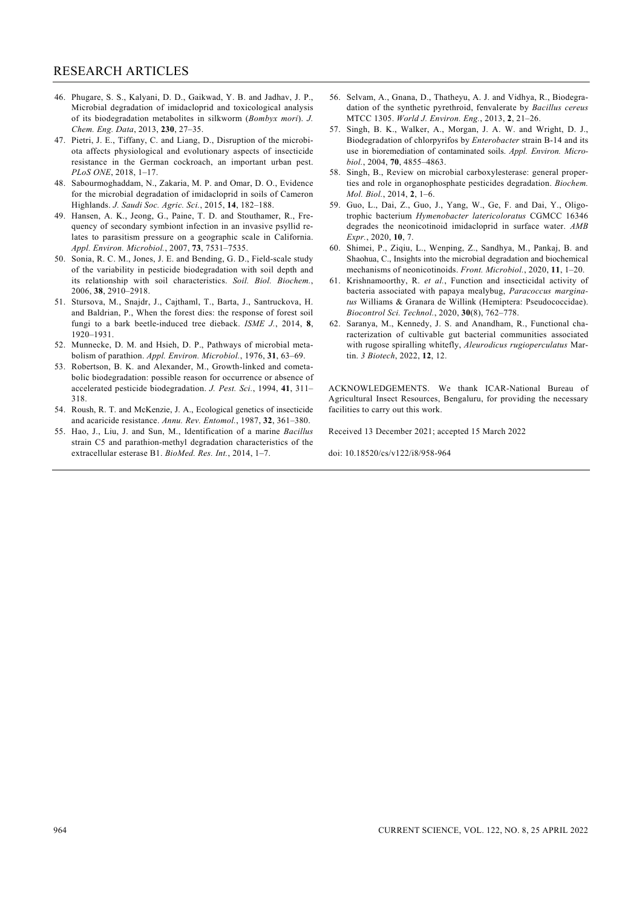46. Phugare, S. S., Kalyani, D. D., Gaikwad, Y. B. and Jadhav, J. P., Microbial degradation of imidacloprid and toxicological analysis of its biodegradation metabolites in silkworm (*Bombyx mori*). *J. Chem. Eng. Data*, 2013, **230**, 27–35.
47. Pietri, J. E., Tiffany, C. and Liang, D., Disruption of the microbiota affects physiological and evolutionary aspects of insecticide resistance in the German cockroach, an important urban pest. *PLoS ONE*, 2018, 1–17.
48. Sabourmoghaddam, N., Zakaria, M. P. and Omar, D. O., Evidence for the microbial degradation of imidacloprid in soils of Cameron Highlands. *J. Saudi Soc. Agric. Sci.*, 2015, **14**, 182–188.
49. Hansen, A. K., Jeong, G., Paine, T. D. and Stouthamer, R., Frequency of secondary symbiont infection in an invasive psyllid relates to parasitism pressure on a geographic scale in California. *Appl. Environ. Microbiol.*, 2007, **73**, 7531–7535.
50. Sonia, R. C. M., Jones, J. E. and Bending, G. D., Field-scale study of the variability in pesticide biodegradation with soil depth and its relationship with soil characteristics. *Soil. Biol. Biochem.*, 2006, **38**, 2910–2918.
51. Stursova, M., Snajdr, J., Cajthaml, T., Barta, J., Santruckova, H. and Baldrian, P., When the forest dies: the response of forest soil fungi to a bark beetle-induced tree dieback. *ISME J.*, 2014, **8**, 1920–1931.
52. Munnecke, D. M. and Hsieh, D. P., Pathways of microbial metabolism of parathion. *Appl. Environ. Microbiol.*, 1976, **31**, 63–69.
53. Robertson, B. K. and Alexander, M., Growth-linked and cometabolic biodegradation: possible reason for occurrence or absence of accelerated pesticide biodegradation. *J. Pest. Sci.*, 1994, **41**, 311–318.
54. Roush, R. T. and McKenzie, J. A., Ecological genetics of insecticide and acaricide resistance. *Annu. Rev. Entomol.*, 1987, **32**, 361–380.
55. Hao, J., Liu, J. and Sun, M., Identification of a marine *Bacillus* strain C5 and parathion-methyl degradation characteristics of the extracellular esterase B1. *BioMed. Res. Int.*, 2014, 1–7.
56. Selvam, A., Gnana, D., Thatheyu, A. J. and Vidhya, R., Biodegradation of the synthetic pyrethroid, fenvalerate by *Bacillus cereus* MTCC 1305. *World J. Environ. Eng.*, 2013, **2**, 21–26.
57. Singh, B. K., Walker, A., Morgan, J. A. W. and Wright, D. J., Biodegradation of chlorpyrifos by *Enterobacter* strain B-14 and its use in bioremediation of contaminated soils. *Appl. Environ. Microbiol.*, 2004, **70**, 4855–4863.
58. Singh, B., Review on microbial carboxylesterase: general properties and role in organophosphate pesticides degradation. *Biochem. Mol. Biol.*, 2014, **2**, 1–6.
59. Guo, L., Dai, Z., Guo, J., Yang, W., Ge, F. and Dai, Y., Oligotrophic bacterium *Hymenobacter latericoloratus* CGMCC 16346 degrades the neonicotinoid imidacloprid in surface water. *AMB Expr.*, 2020, **10**, 7.
60. Shimei, P., Ziqiu, L., Wenping, Z., Sandhya, M., Pankaj, B. and Shaohua, C., Insights into the microbial degradation and biochemical mechanisms of neonicotinoids. *Front. Microbiol.*, 2020, **11**, 1–20.
61. Krishnamoorthy, R. *et al.*, Function and insecticidal activity of bacteria associated with papaya mealybug, *Paracoccus marginatus* Williams & Granara de Willink (Hemiptera: Pseudococcidae). *Biocontrol Sci. Technol.*, 2020, **30**(8), 762–778.
62. Saranya, M., Kennedy, J. S. and Anandham, R., Functional characterization of cultivable gut bacterial communities associated with rugose spiralling whitefly, *Aleurodicus rugioperculatus* Martin. *3 Biotech*, 2022, **12**, 12.

ACKNOWLEDGEMENTS. We thank ICAR-National Bureau of Agricultural Insect Resources, Bengaluru, for providing the necessary facilities to carry out this work.

Received 13 December 2021; accepted 15 March 2022

doi: 10.18520/cs/v122/i8/958-964